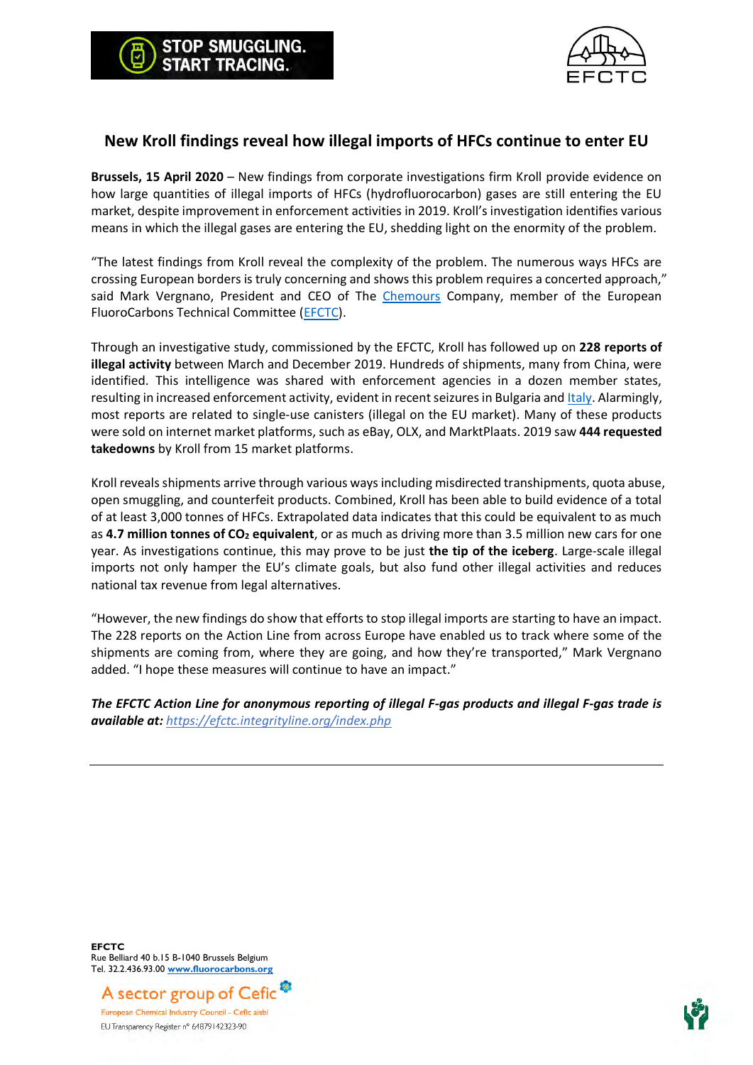STOP SMUGGLING. START TRACING.

EFCTC

## New Kroll findings reveal how illegal imports of HFCs continue to enter EU

**Brussels, 15 April 2020** – New findings from corporate investigations firm Kroll provide evidence on how large quantities of illegal imports of HFCs (hydrofluorocarbon) gases are still entering the EU market, despite improvement in enforcement activities in 2019. Kroll's investigation identifies various means in which the illegal gases are entering the EU, shedding light on the enormity of the problem.

"The latest findings from Kroll reveal the complexity of the problem. The numerous ways HFCs are crossing European borders is truly concerning and shows this problem requires a concerted approach," said Mark Vergnano, President and CEO of The Chemours Company, member of the European FluoroCarbons Technical Committee (EFCTC).

Through an investigative study, commissioned by the EFCTC, Kroll has followed up on **228 reports of illegal activity** between March and December 2019. Hundreds of shipments, many from China, were identified. This intelligence was shared with enforcement agencies in a dozen member states, resulting in increased enforcement activity, evident in recent seizures in Bulgaria and Italy. Alarmingly, most reports are related to single-use canisters (illegal on the EU market). Many of these products were sold on internet market platforms, such as eBay, OLX, and MarktPlaats. 2019 saw **444 requested takedowns** by Kroll from 15 market platforms.

Kroll reveals shipments arrive through various ways including misdirected transhipments, quota abuse, open smuggling, and counterfeit products. Combined, Kroll has been able to build evidence of a total of at least 3,000 tonnes of HFCs. Extrapolated data indicates that this could be equivalent to as much as **4.7 million tonnes of $CO_2$ equivalent**, or as much as driving more than 3.5 million new cars for one year. As investigations continue, this may prove to be just **the tip of the iceberg**. Large-scale illegal imports not only hamper the EU's climate goals, but also fund other illegal activities and reduces national tax revenue from legal alternatives.

"However, the new findings do show that efforts to stop illegal imports are starting to have an impact. The 228 reports on the Action Line from across Europe have enabled us to track where some of the shipments are coming from, where they are going, and how they're transported," Mark Vergnano added. "I hope these measures will continue to have an impact."

***The EFCTC Action Line for anonymous reporting of illegal F-gas products and illegal F-gas trade is available at:*** *https://efctc.integrityline.org/index.php*

---

**EFCTC**
Rue Belliard 40 b.15 B-1040 Brussels Belgium
Tel. 32.2.436.93.00 **www.fluorocarbons.org**

A sector group of Cefic
European Chemical Industry Council - Cefic aisbl
EU Transparency Register n° 64879142323-90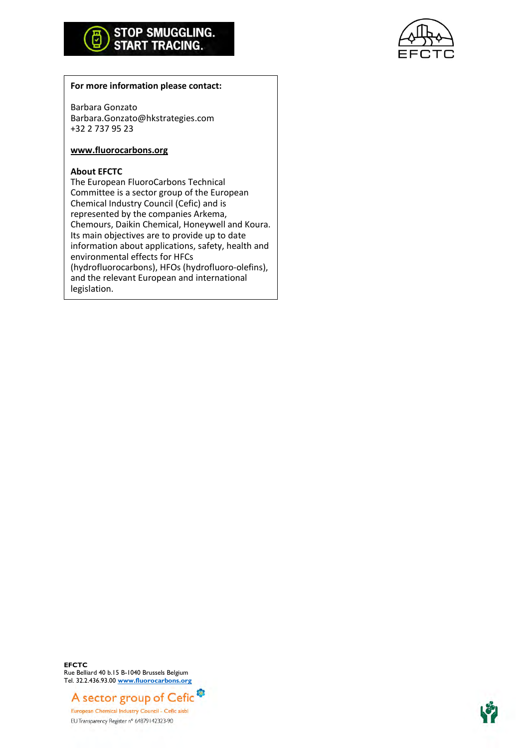STOP SMUGGLING. START TRACING.

EFCTC

**For more information please contact:**

Barbara Gonzato
Barbara.Gonzato@hkstrategies.com
+32 2 737 95 23

**www.fluorocarbons.org**

**About EFCTC**
The European FluoroCarbons Technical Committee is a sector group of the European Chemical Industry Council (Cefic) and is represented by the companies Arkema, Chemours, Daikin Chemical, Honeywell and Koura. Its main objectives are to provide up to date information about applications, safety, health and environmental effects for HFCs (hydrofluorocarbons), HFOs (hydrofluoro-olefins), and the relevant European and international legislation.

**EFCTC**
Rue Belliard 40 b.15 B-1040 Brussels Belgium
Tel. 32.2.436.93.00 **www.fluorocarbons.org**

A sector group of Cefic

European Chemical Industry Council - Cefic aisbl

EU Transparency Register n° 64879142323-90